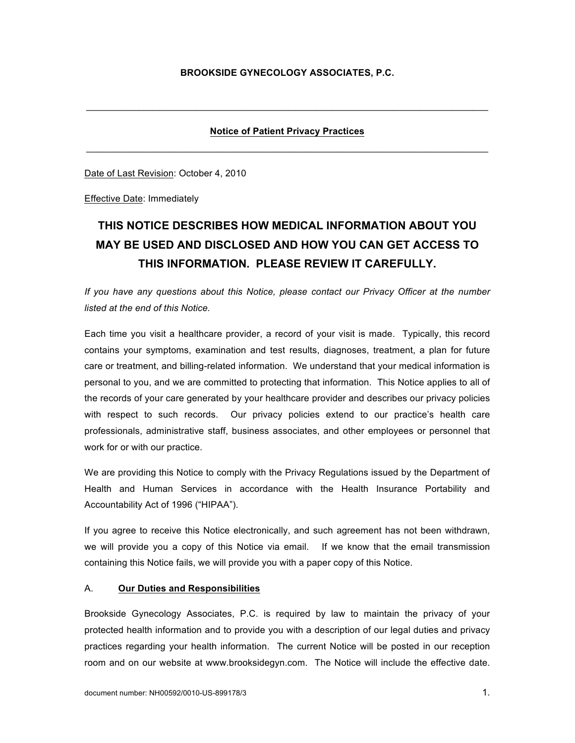# BROOKSIDE GYNECOLOGY ASSOCIATES, P.C.

---

## Notice of Patient Privacy Practices

---

Date of Last Revision: October 4, 2010

Effective Date: Immediately

## THIS NOTICE DESCRIBES HOW MEDICAL INFORMATION ABOUT YOU MAY BE USED AND DISCLOSED AND HOW YOU CAN GET ACCESS TO THIS INFORMATION. PLEASE REVIEW IT CAREFULLY.

*If you have any questions about this Notice, please contact our Privacy Officer at the number listed at the end of this Notice.*

Each time you visit a healthcare provider, a record of your visit is made. Typically, this record contains your symptoms, examination and test results, diagnoses, treatment, a plan for future care or treatment, and billing-related information. We understand that your medical information is personal to you, and we are committed to protecting that information. This Notice applies to all of the records of your care generated by your healthcare provider and describes our privacy policies with respect to such records. Our privacy policies extend to our practice's health care professionals, administrative staff, business associates, and other employees or personnel that work for or with our practice.

We are providing this Notice to comply with the Privacy Regulations issued by the Department of Health and Human Services in accordance with the Health Insurance Portability and Accountability Act of 1996 ("HIPAA").

If you agree to receive this Notice electronically, and such agreement has not been withdrawn, we will provide you a copy of this Notice via email. If we know that the email transmission containing this Notice fails, we will provide you with a paper copy of this Notice.

### A. Our Duties and Responsibilities

Brookside Gynecology Associates, P.C. is required by law to maintain the privacy of your protected health information and to provide you with a description of our legal duties and privacy practices regarding your health information. The current Notice will be posted in our reception room and on our website at www.brooksidegyn.com. The Notice will include the effective date.

document number: NH00592/0010-US-899178/3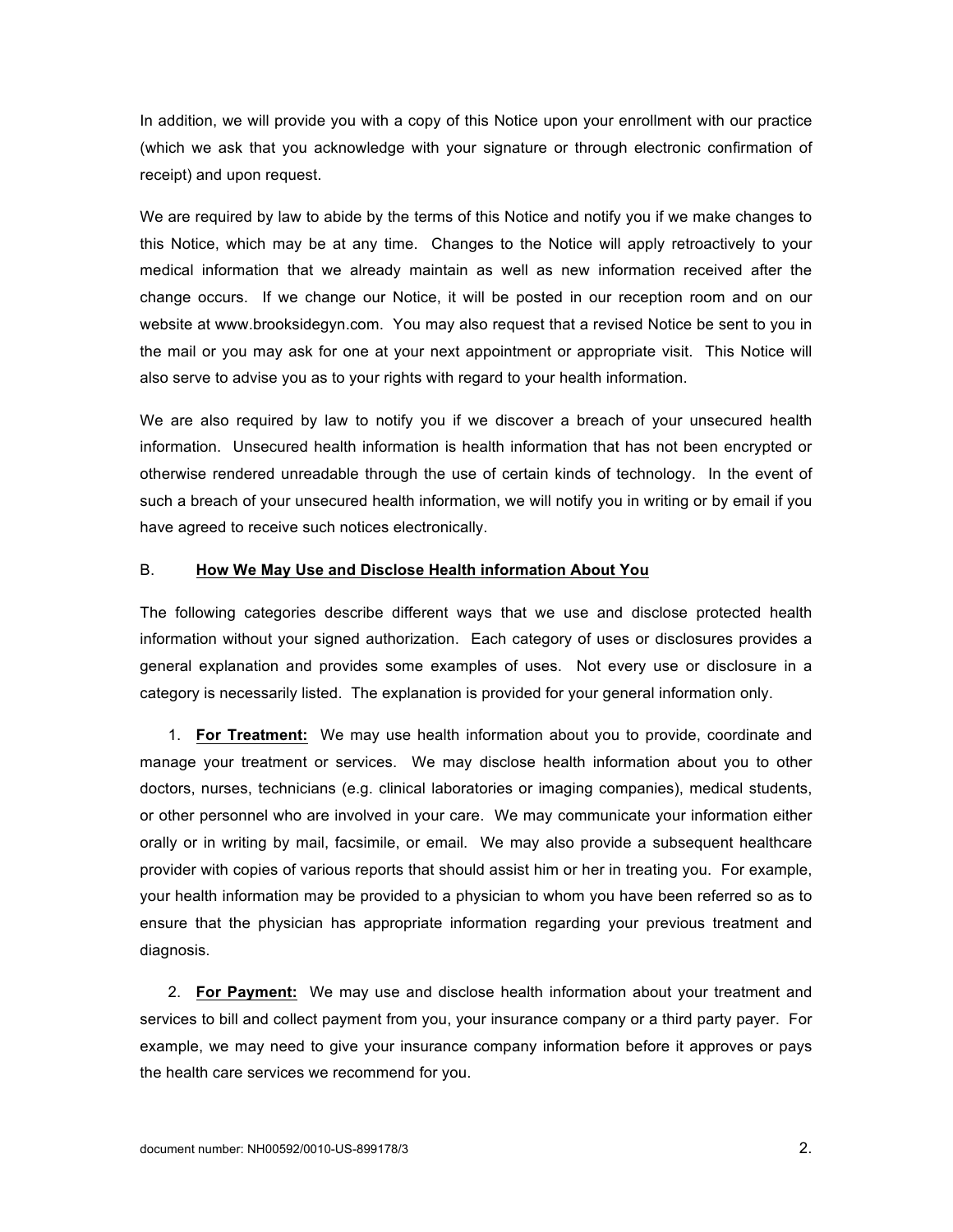In addition, we will provide you with a copy of this Notice upon your enrollment with our practice (which we ask that you acknowledge with your signature or through electronic confirmation of receipt) and upon request.

We are required by law to abide by the terms of this Notice and notify you if we make changes to this Notice, which may be at any time. Changes to the Notice will apply retroactively to your medical information that we already maintain as well as new information received after the change occurs. If we change our Notice, it will be posted in our reception room and on our website at www.brooksidegyn.com. You may also request that a revised Notice be sent to you in the mail or you may ask for one at your next appointment or appropriate visit. This Notice will also serve to advise you as to your rights with regard to your health information.

We are also required by law to notify you if we discover a breach of your unsecured health information. Unsecured health information is health information that has not been encrypted or otherwise rendered unreadable through the use of certain kinds of technology. In the event of such a breach of your unsecured health information, we will notify you in writing or by email if you have agreed to receive such notices electronically.

## B. How We May Use and Disclose Health information About You

The following categories describe different ways that we use and disclose protected health information without your signed authorization. Each category of uses or disclosures provides a general explanation and provides some examples of uses. Not every use or disclosure in a category is necessarily listed. The explanation is provided for your general information only.

1. **For Treatment:** We may use health information about you to provide, coordinate and manage your treatment or services. We may disclose health information about you to other doctors, nurses, technicians (e.g. clinical laboratories or imaging companies), medical students, or other personnel who are involved in your care. We may communicate your information either orally or in writing by mail, facsimile, or email. We may also provide a subsequent healthcare provider with copies of various reports that should assist him or her in treating you. For example, your health information may be provided to a physician to whom you have been referred so as to ensure that the physician has appropriate information regarding your previous treatment and diagnosis.

2. **For Payment:** We may use and disclose health information about your treatment and services to bill and collect payment from you, your insurance company or a third party payer. For example, we may need to give your insurance company information before it approves or pays the health care services we recommend for you.

document number: NH00592/0010-US-899178/3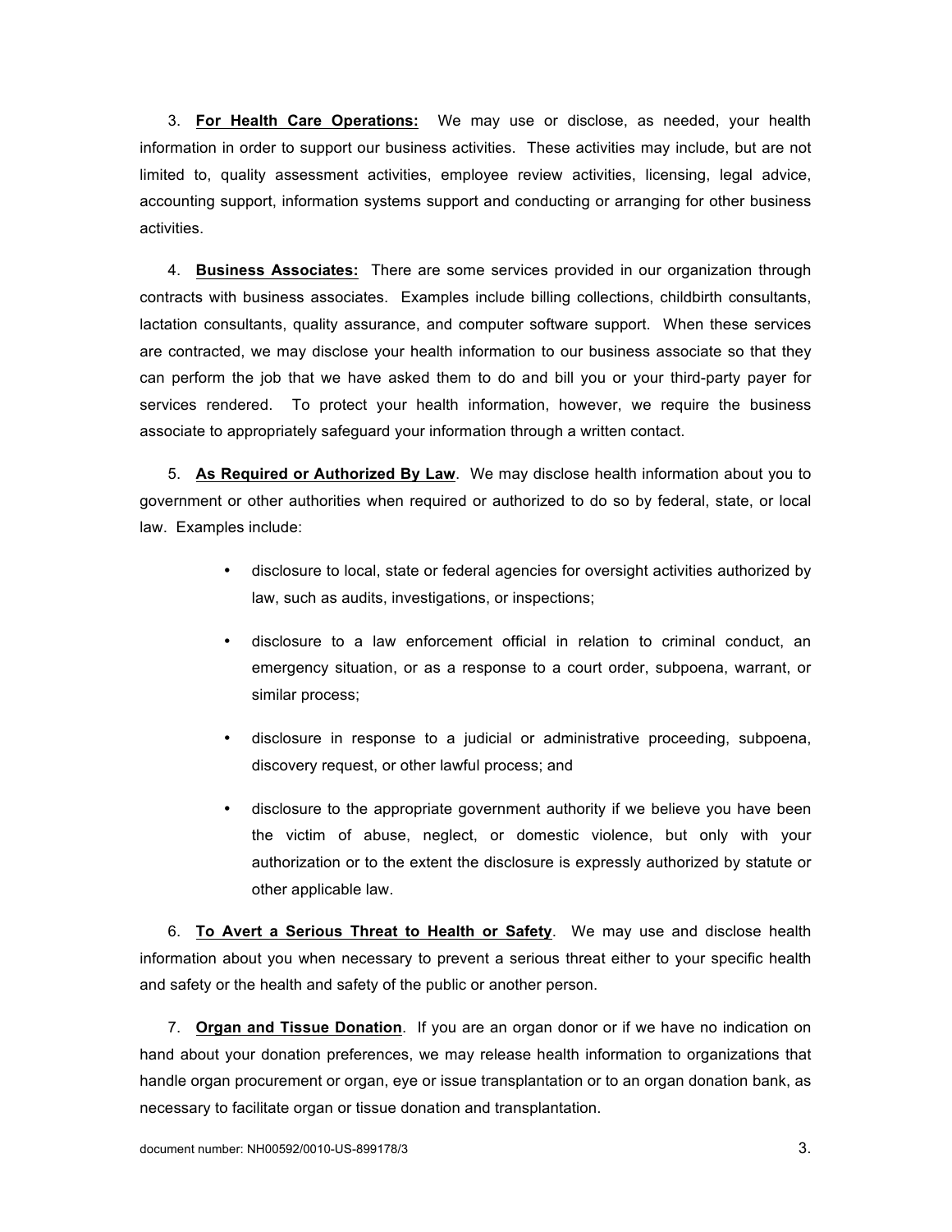3. **For Health Care Operations:** We may use or disclose, as needed, your health information in order to support our business activities. These activities may include, but are not limited to, quality assessment activities, employee review activities, licensing, legal advice, accounting support, information systems support and conducting or arranging for other business activities.

4. **Business Associates:** There are some services provided in our organization through contracts with business associates. Examples include billing collections, childbirth consultants, lactation consultants, quality assurance, and computer software support. When these services are contracted, we may disclose your health information to our business associate so that they can perform the job that we have asked them to do and bill you or your third-party payer for services rendered. To protect your health information, however, we require the business associate to appropriately safeguard your information through a written contact.

5. **As Required or Authorized By Law**. We may disclose health information about you to government or other authorities when required or authorized to do so by federal, state, or local law. Examples include:

   - disclosure to local, state or federal agencies for oversight activities authorized by law, such as audits, investigations, or inspections;
   - disclosure to a law enforcement official in relation to criminal conduct, an emergency situation, or as a response to a court order, subpoena, warrant, or similar process;
   - disclosure in response to a judicial or administrative proceeding, subpoena, discovery request, or other lawful process; and
   - disclosure to the appropriate government authority if we believe you have been the victim of abuse, neglect, or domestic violence, but only with your authorization or to the extent the disclosure is expressly authorized by statute or other applicable law.

6. **To Avert a Serious Threat to Health or Safety**. We may use and disclose health information about you when necessary to prevent a serious threat either to your specific health and safety or the health and safety of the public or another person.

7. **Organ and Tissue Donation**. If you are an organ donor or if we have no indication on hand about your donation preferences, we may release health information to organizations that handle organ procurement or organ, eye or issue transplantation or to an organ donation bank, as necessary to facilitate organ or tissue donation and transplantation.

document number: NH00592/0010-US-899178/3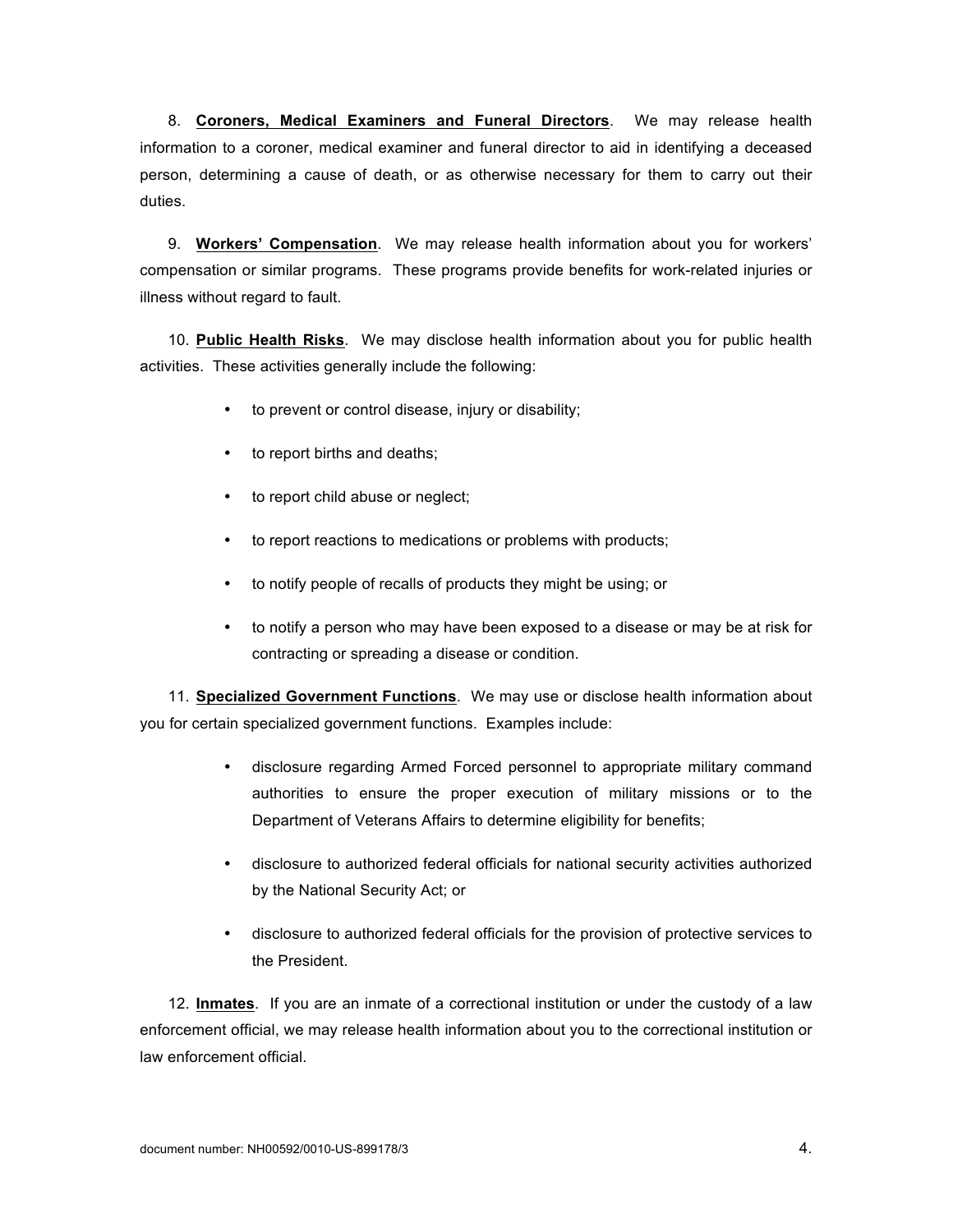8. **Coroners, Medical Examiners and Funeral Directors**. We may release health information to a coroner, medical examiner and funeral director to aid in identifying a deceased person, determining a cause of death, or as otherwise necessary for them to carry out their duties.

9. **Workers' Compensation**. We may release health information about you for workers' compensation or similar programs. These programs provide benefits for work-related injuries or illness without regard to fault.

10. **Public Health Risks**. We may disclose health information about you for public health activities. These activities generally include the following:

- to prevent or control disease, injury or disability;
- to report births and deaths;
- to report child abuse or neglect;
- to report reactions to medications or problems with products;
- to notify people of recalls of products they might be using; or
- to notify a person who may have been exposed to a disease or may be at risk for contracting or spreading a disease or condition.

11. **Specialized Government Functions**. We may use or disclose health information about you for certain specialized government functions. Examples include:

- disclosure regarding Armed Forced personnel to appropriate military command authorities to ensure the proper execution of military missions or to the Department of Veterans Affairs to determine eligibility for benefits;
- disclosure to authorized federal officials for national security activities authorized by the National Security Act; or
- disclosure to authorized federal officials for the provision of protective services to the President.

12. **Inmates**. If you are an inmate of a correctional institution or under the custody of a law enforcement official, we may release health information about you to the correctional institution or law enforcement official.

document number: NH00592/0010-US-899178/3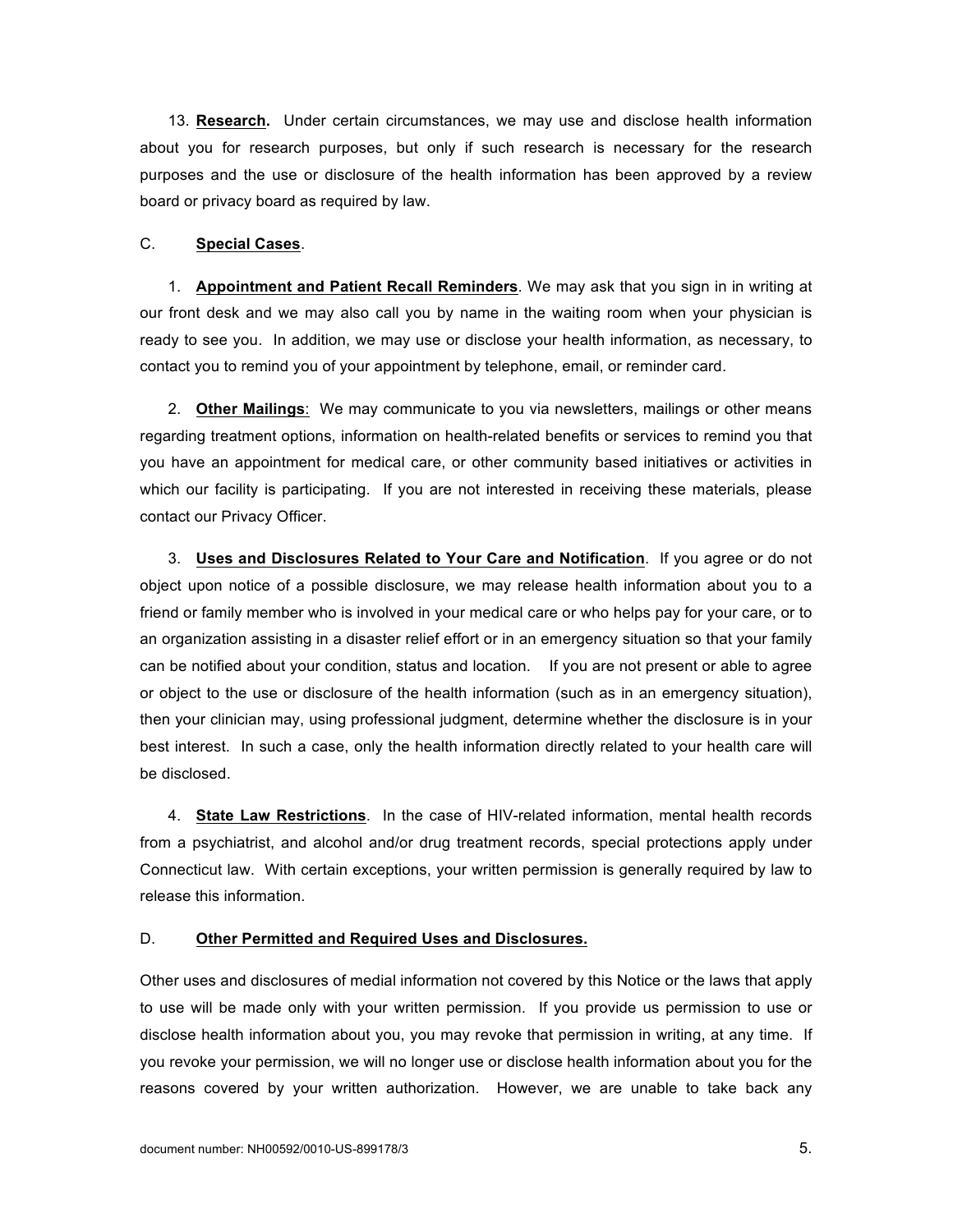13. **Research.** Under certain circumstances, we may use and disclose health information about you for research purposes, but only if such research is necessary for the research purposes and the use or disclosure of the health information has been approved by a review board or privacy board as required by law.

C. **Special Cases**.

1. **Appointment and Patient Recall Reminders**. We may ask that you sign in in writing at our front desk and we may also call you by name in the waiting room when your physician is ready to see you. In addition, we may use or disclose your health information, as necessary, to contact you to remind you of your appointment by telephone, email, or reminder card.

2. **Other Mailings**: We may communicate to you via newsletters, mailings or other means regarding treatment options, information on health-related benefits or services to remind you that you have an appointment for medical care, or other community based initiatives or activities in which our facility is participating. If you are not interested in receiving these materials, please contact our Privacy Officer.

3. **Uses and Disclosures Related to Your Care and Notification**. If you agree or do not object upon notice of a possible disclosure, we may release health information about you to a friend or family member who is involved in your medical care or who helps pay for your care, or to an organization assisting in a disaster relief effort or in an emergency situation so that your family can be notified about your condition, status and location. If you are not present or able to agree or object to the use or disclosure of the health information (such as in an emergency situation), then your clinician may, using professional judgment, determine whether the disclosure is in your best interest. In such a case, only the health information directly related to your health care will be disclosed.

4. **State Law Restrictions**. In the case of HIV-related information, mental health records from a psychiatrist, and alcohol and/or drug treatment records, special protections apply under Connecticut law. With certain exceptions, your written permission is generally required by law to release this information.

D. **Other Permitted and Required Uses and Disclosures.**

Other uses and disclosures of medial information not covered by this Notice or the laws that apply to use will be made only with your written permission. If you provide us permission to use or disclose health information about you, you may revoke that permission in writing, at any time. If you revoke your permission, we will no longer use or disclose health information about you for the reasons covered by your written authorization. However, we are unable to take back any

document number: NH00592/0010-US-899178/3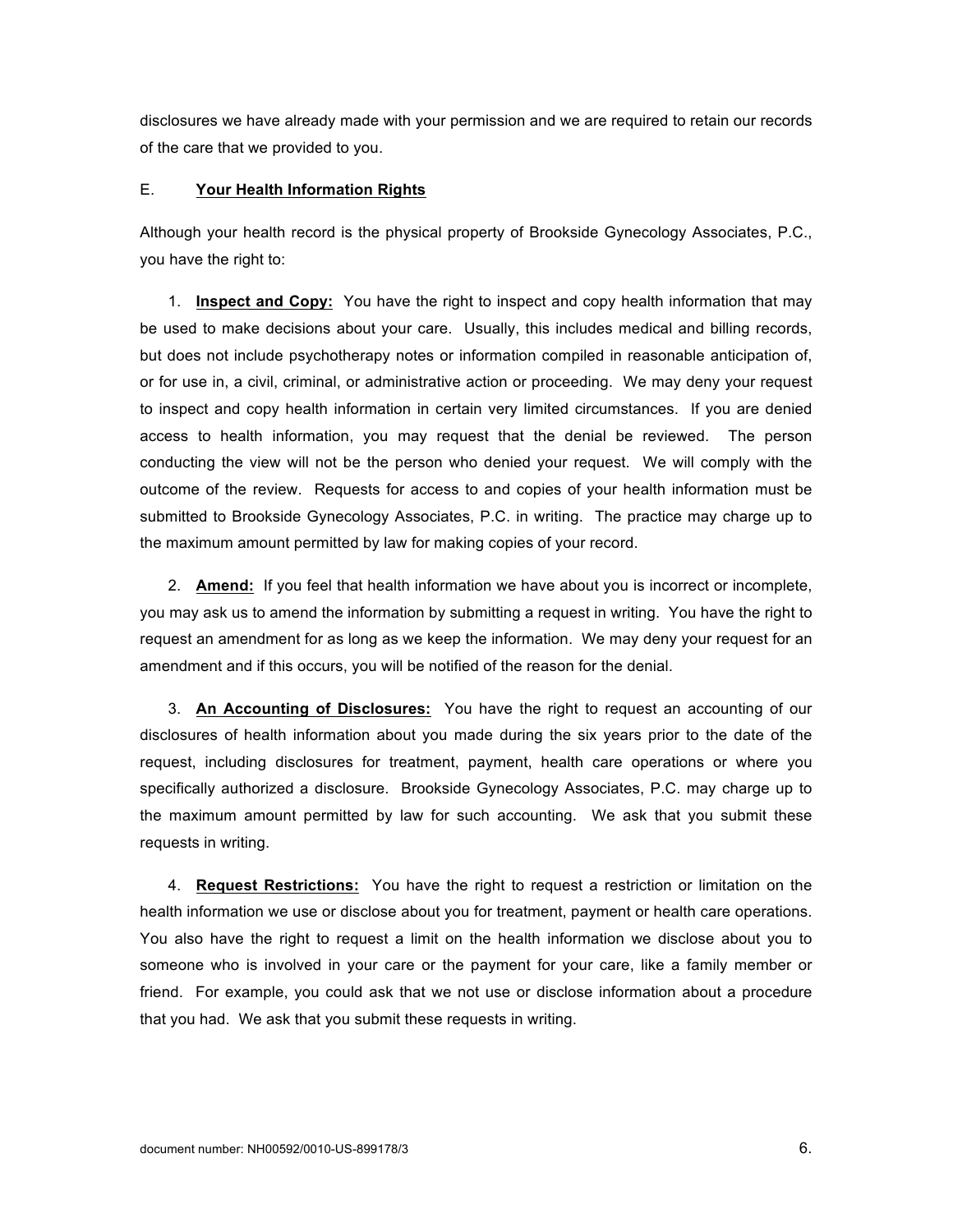disclosures we have already made with your permission and we are required to retain our records of the care that we provided to you.

## E. <u>Your Health Information Rights</u>

Although your health record is the physical property of Brookside Gynecology Associates, P.C., you have the right to:

1. **<u>Inspect and Copy:</u>** You have the right to inspect and copy health information that may be used to make decisions about your care. Usually, this includes medical and billing records, but does not include psychotherapy notes or information compiled in reasonable anticipation of, or for use in, a civil, criminal, or administrative action or proceeding. We may deny your request to inspect and copy health information in certain very limited circumstances. If you are denied access to health information, you may request that the denial be reviewed. The person conducting the view will not be the person who denied your request. We will comply with the outcome of the review. Requests for access to and copies of your health information must be submitted to Brookside Gynecology Associates, P.C. in writing. The practice may charge up to the maximum amount permitted by law for making copies of your record.

2. **<u>Amend:</u>** If you feel that health information we have about you is incorrect or incomplete, you may ask us to amend the information by submitting a request in writing. You have the right to request an amendment for as long as we keep the information. We may deny your request for an amendment and if this occurs, you will be notified of the reason for the denial.

3. **<u>An Accounting of Disclosures:</u>** You have the right to request an accounting of our disclosures of health information about you made during the six years prior to the date of the request, including disclosures for treatment, payment, health care operations or where you specifically authorized a disclosure. Brookside Gynecology Associates, P.C. may charge up to the maximum amount permitted by law for such accounting. We ask that you submit these requests in writing.

4. **<u>Request Restrictions:</u>** You have the right to request a restriction or limitation on the health information we use or disclose about you for treatment, payment or health care operations. You also have the right to request a limit on the health information we disclose about you to someone who is involved in your care or the payment for your care, like a family member or friend. For example, you could ask that we not use or disclose information about a procedure that you had. We ask that you submit these requests in writing.

document number: NH00592/0010-US-899178/3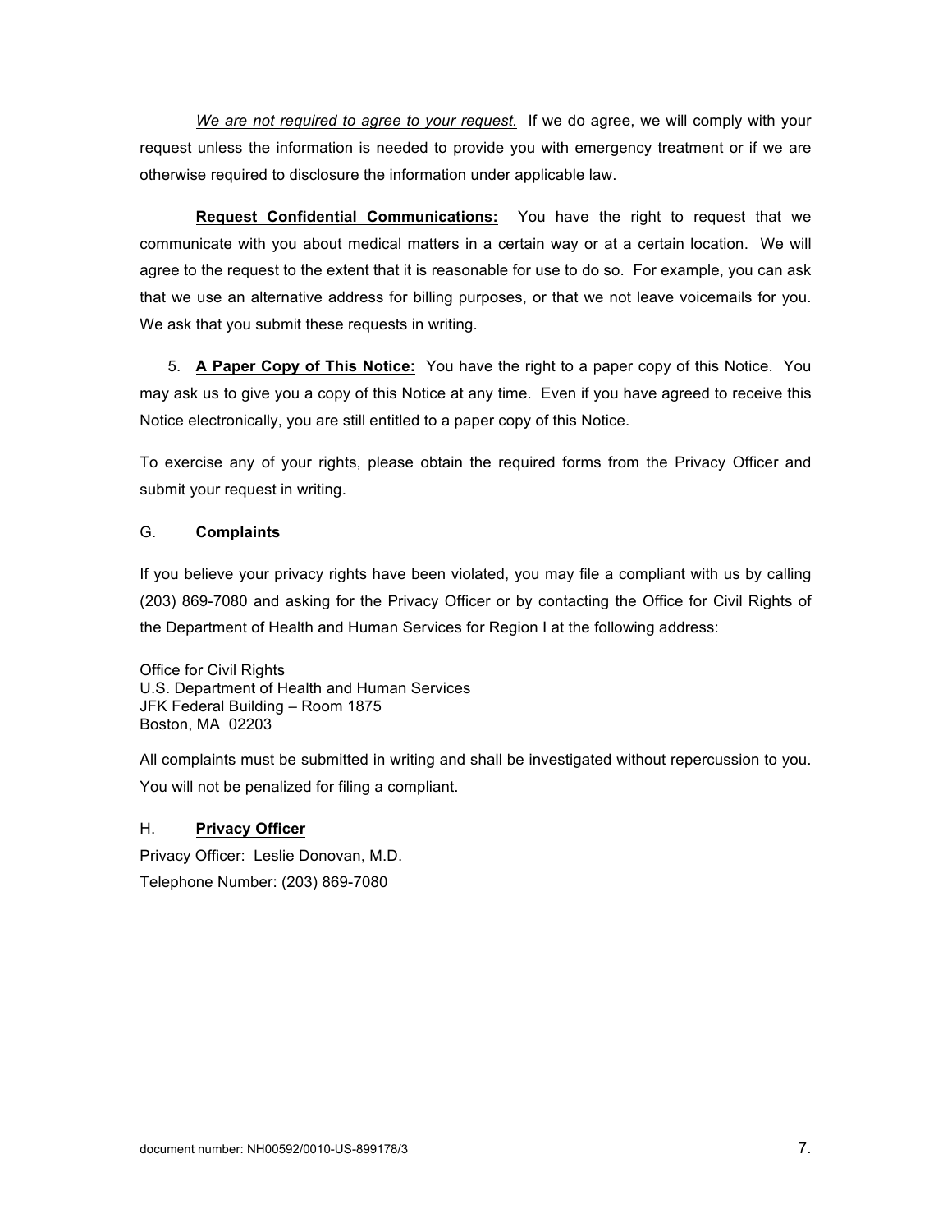*We are not required to agree to your request.* If we do agree, we will comply with your request unless the information is needed to provide you with emergency treatment or if we are otherwise required to disclosure the information under applicable law.

**Request Confidential Communications:** You have the right to request that we communicate with you about medical matters in a certain way or at a certain location. We will agree to the request to the extent that it is reasonable for use to do so. For example, you can ask that we use an alternative address for billing purposes, or that we not leave voicemails for you. We ask that you submit these requests in writing.

5. **A Paper Copy of This Notice:** You have the right to a paper copy of this Notice. You may ask us to give you a copy of this Notice at any time. Even if you have agreed to receive this Notice electronically, you are still entitled to a paper copy of this Notice.

To exercise any of your rights, please obtain the required forms from the Privacy Officer and submit your request in writing.

## G. **Complaints**

If you believe your privacy rights have been violated, you may file a compliant with us by calling (203) 869-7080 and asking for the Privacy Officer or by contacting the Office for Civil Rights of the Department of Health and Human Services for Region I at the following address:

Office for Civil Rights
U.S. Department of Health and Human Services
JFK Federal Building – Room 1875
Boston, MA 02203

All complaints must be submitted in writing and shall be investigated without repercussion to you. You will not be penalized for filing a compliant.

## H. **Privacy Officer**

Privacy Officer: Leslie Donovan, M.D.
Telephone Number: (203) 869-7080

document number: NH00592/0010-US-899178/3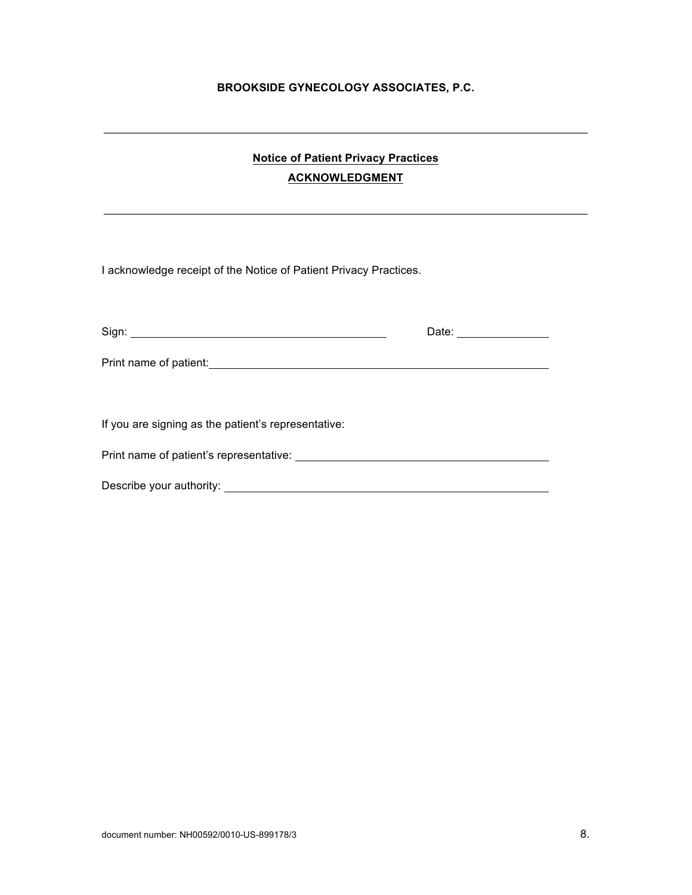**BROOKSIDE GYNECOLOGY ASSOCIATES, P.C.**

---

**Notice of Patient Privacy Practices**

**ACKNOWLEDGMENT**

---

I acknowledge receipt of the Notice of Patient Privacy Practices.

Sign: ________________________________________ Date: ______________

Print name of patient: ______________________________________________________

If you are signing as the patient's representative:

Print name of patient's representative: ________________________________________

Describe your authority: ____________________________________________________

document number: NH00592/0010-US-899178/3